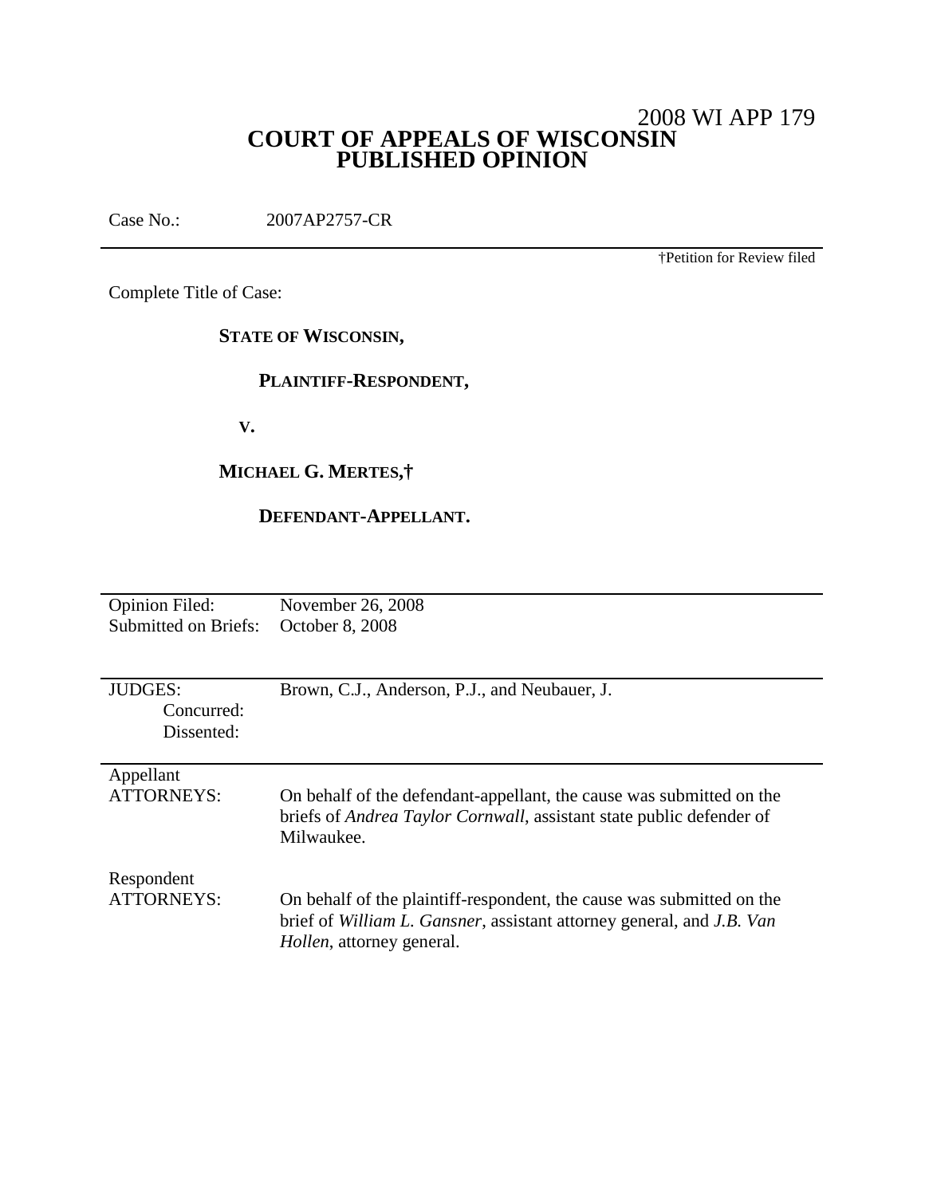2008 WI APP 179

# COURT OF APPEALS OF WISCONSIN
# PUBLISHED OPINION

Case No.: 2007AP2757-CR

†Petition for Review filed

Complete Title of Case:

**STATE OF WISCONSIN,**

**PLAINTIFF-RESPONDENT,**

**V.**

**MICHAEL G. MERTES,†**

**DEFENDANT-APPELLANT.**

| | |
|---|---|
| Opinion Filed: | November 26, 2008 |
| Submitted on Briefs: | October 8, 2008 |

| | |
|---|---|
| JUDGES: | Brown, C.J., Anderson, P.J., and Neubauer, J. |
| Concurred: | |
| Dissented: | |

| | |
|---|---|
| Appellant ATTORNEYS: | On behalf of the defendant-appellant, the cause was submitted on the briefs of *Andrea Taylor Cornwall*, assistant state public defender of Milwaukee. |
| Respondent ATTORNEYS: | On behalf of the plaintiff-respondent, the cause was submitted on the brief of *William L. Gansner*, assistant attorney general, and *J.B. Van Hollen*, attorney general. |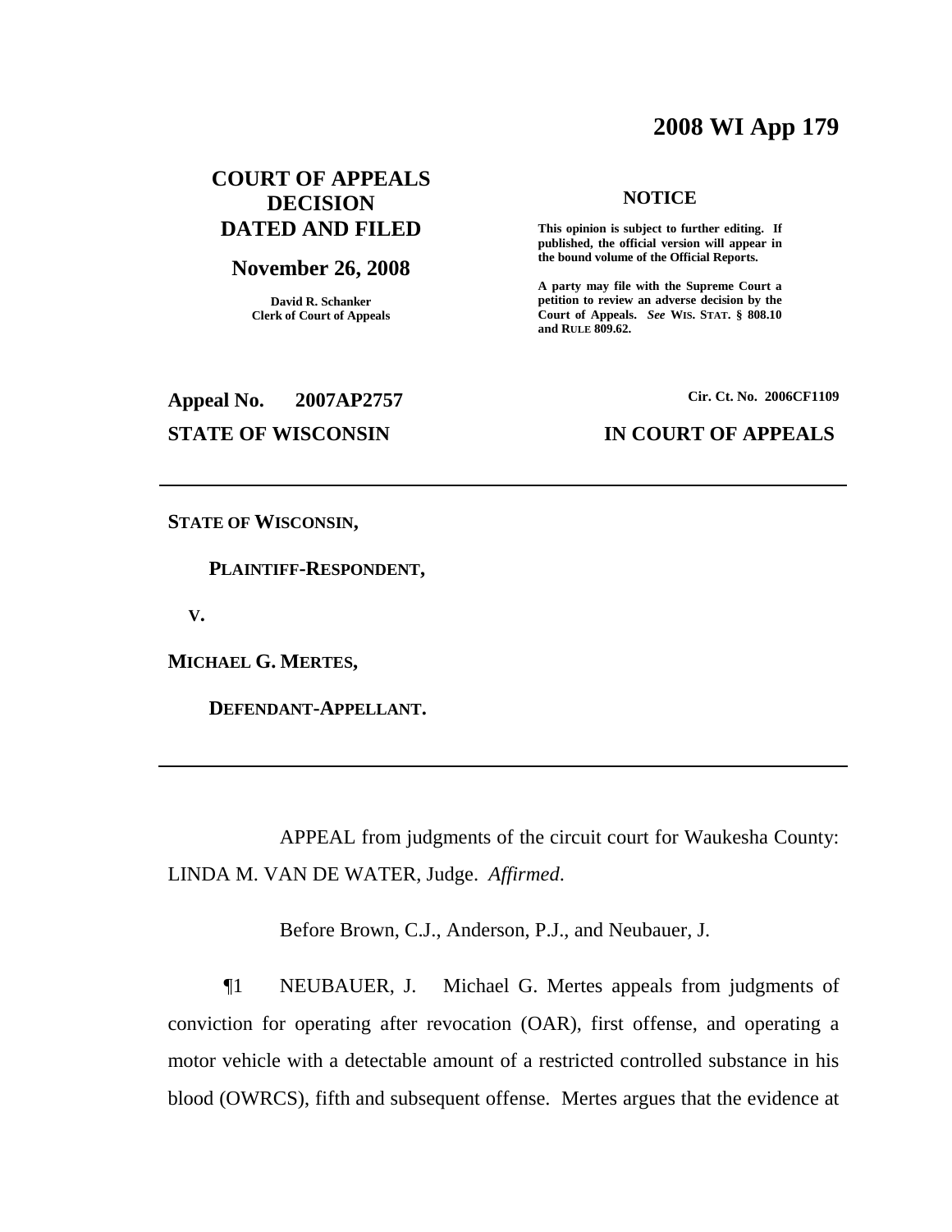# 2008 WI App 179

**COURT OF APPEALS DECISION DATED AND FILED**

**November 26, 2008**

**David R. Schanker**
**Clerk of Court of Appeals**

**NOTICE**

**This opinion is subject to further editing. If published, the official version will appear in the bound volume of the Official Reports.**

**A party may file with the Supreme Court a petition to review an adverse decision by the Court of Appeals.** ***See*** **WIS. STAT. § 808.10 and RULE 809.62.**

**Appeal No. 2007AP2757**

**Cir. Ct. No. 2006CF1109**

**STATE OF WISCONSIN**

**IN COURT OF APPEALS**

---

**STATE OF WISCONSIN,**

**PLAINTIFF-RESPONDENT,**

**V.**

**MICHAEL G. MERTES,**

**DEFENDANT-APPELLANT.**

---

APPEAL from judgments of the circuit court for Waukesha County: LINDA M. VAN DE WATER, Judge. *Affirmed*.

Before Brown, C.J., Anderson, P.J., and Neubauer, J.

¶1 NEUBAUER, J. Michael G. Mertes appeals from judgments of conviction for operating after revocation (OAR), first offense, and operating a motor vehicle with a detectable amount of a restricted controlled substance in his blood (OWRCS), fifth and subsequent offense. Mertes argues that the evidence at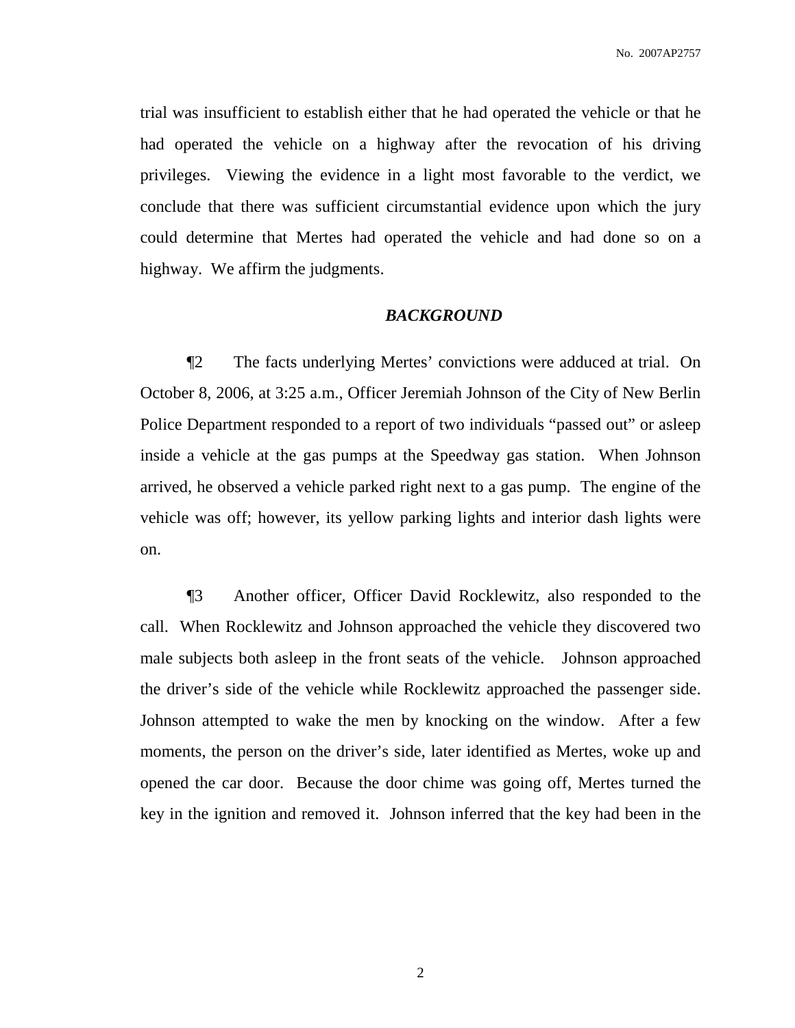trial was insufficient to establish either that he had operated the vehicle or that he had operated the vehicle on a highway after the revocation of his driving privileges. Viewing the evidence in a light most favorable to the verdict, we conclude that there was sufficient circumstantial evidence upon which the jury could determine that Mertes had operated the vehicle and had done so on a highway. We affirm the judgments.

## *BACKGROUND*

¶2 The facts underlying Mertes' convictions were adduced at trial. On October 8, 2006, at 3:25 a.m., Officer Jeremiah Johnson of the City of New Berlin Police Department responded to a report of two individuals "passed out" or asleep inside a vehicle at the gas pumps at the Speedway gas station. When Johnson arrived, he observed a vehicle parked right next to a gas pump. The engine of the vehicle was off; however, its yellow parking lights and interior dash lights were on.

¶3 Another officer, Officer David Rocklewitz, also responded to the call. When Rocklewitz and Johnson approached the vehicle they discovered two male subjects both asleep in the front seats of the vehicle. Johnson approached the driver's side of the vehicle while Rocklewitz approached the passenger side. Johnson attempted to wake the men by knocking on the window. After a few moments, the person on the driver's side, later identified as Mertes, woke up and opened the car door. Because the door chime was going off, Mertes turned the key in the ignition and removed it. Johnson inferred that the key had been in the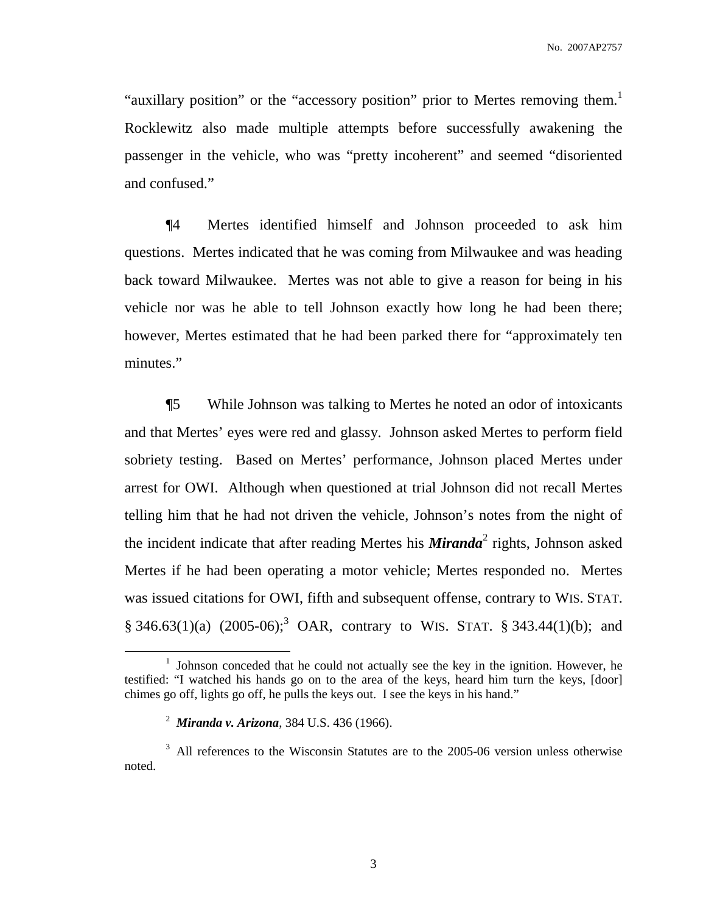"auxillary position" or the "accessory position" prior to Mertes removing them.[1] Rocklewitz also made multiple attempts before successfully awakening the passenger in the vehicle, who was "pretty incoherent" and seemed "disoriented and confused."

¶4 Mertes identified himself and Johnson proceeded to ask him questions. Mertes indicated that he was coming from Milwaukee and was heading back toward Milwaukee. Mertes was not able to give a reason for being in his vehicle nor was he able to tell Johnson exactly how long he had been there; however, Mertes estimated that he had been parked there for "approximately ten minutes."

¶5 While Johnson was talking to Mertes he noted an odor of intoxicants and that Mertes' eyes were red and glassy. Johnson asked Mertes to perform field sobriety testing. Based on Mertes' performance, Johnson placed Mertes under arrest for OWI. Although when questioned at trial Johnson did not recall Mertes telling him that he had not driven the vehicle, Johnson's notes from the night of the incident indicate that after reading Mertes his ***Miranda***[2] rights, Johnson asked Mertes if he had been operating a motor vehicle; Mertes responded no. Mertes was issued citations for OWI, fifth and subsequent offense, contrary to WIS. STAT. § 346.63(1)(a) (2005-06);[3] OAR, contrary to WIS. STAT. § 343.44(1)(b); and

---

[1] Johnson conceded that he could not actually see the key in the ignition. However, he testified: "I watched his hands go on to the area of the keys, heard him turn the keys, [door] chimes go off, lights go off, he pulls the keys out. I see the keys in his hand."

[2] ***Miranda v. Arizona***, 384 U.S. 436 (1966).

[3] All references to the Wisconsin Statutes are to the 2005-06 version unless otherwise noted.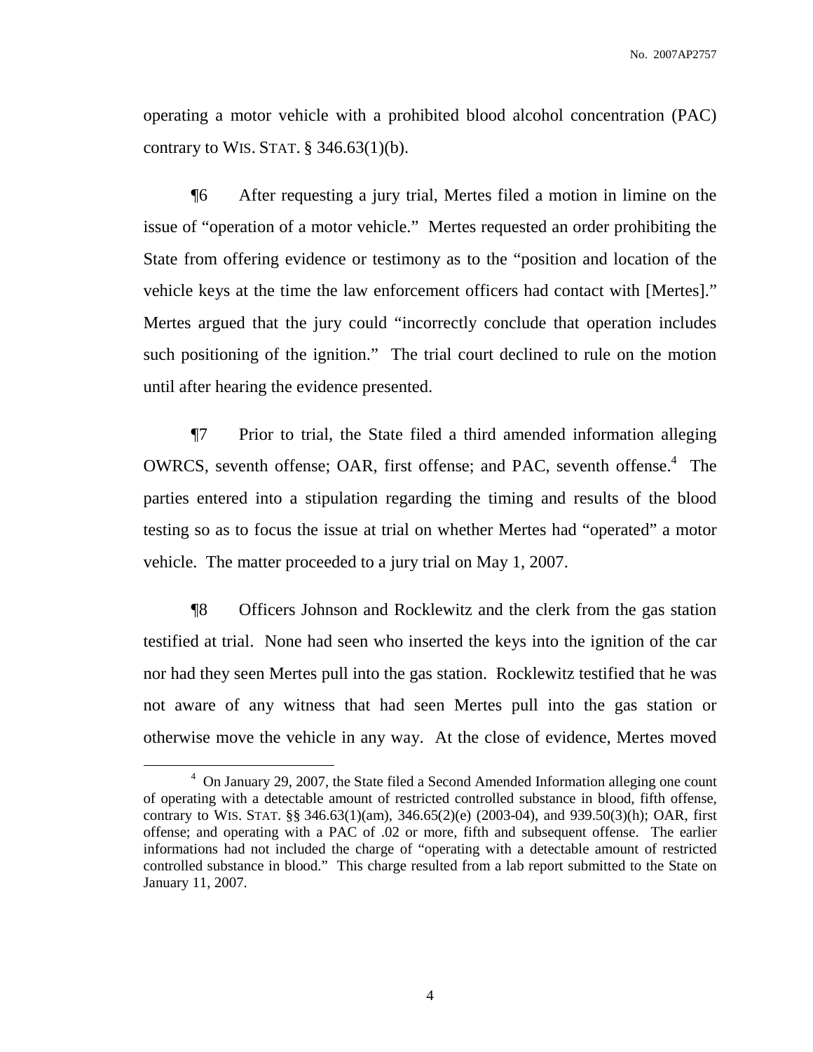operating a motor vehicle with a prohibited blood alcohol concentration (PAC) contrary to WIS. STAT. § 346.63(1)(b).

¶6 After requesting a jury trial, Mertes filed a motion in limine on the issue of "operation of a motor vehicle." Mertes requested an order prohibiting the State from offering evidence or testimony as to the "position and location of the vehicle keys at the time the law enforcement officers had contact with [Mertes]." Mertes argued that the jury could "incorrectly conclude that operation includes such positioning of the ignition." The trial court declined to rule on the motion until after hearing the evidence presented.

¶7 Prior to trial, the State filed a third amended information alleging OWRCS, seventh offense; OAR, first offense; and PAC, seventh offense.[4] The parties entered into a stipulation regarding the timing and results of the blood testing so as to focus the issue at trial on whether Mertes had "operated" a motor vehicle. The matter proceeded to a jury trial on May 1, 2007.

¶8 Officers Johnson and Rocklewitz and the clerk from the gas station testified at trial. None had seen who inserted the keys into the ignition of the car nor had they seen Mertes pull into the gas station. Rocklewitz testified that he was not aware of any witness that had seen Mertes pull into the gas station or otherwise move the vehicle in any way. At the close of evidence, Mertes moved

[4] On January 29, 2007, the State filed a Second Amended Information alleging one count of operating with a detectable amount of restricted controlled substance in blood, fifth offense, contrary to WIS. STAT. §§ 346.63(1)(am), 346.65(2)(e) (2003-04), and 939.50(3)(h); OAR, first offense; and operating with a PAC of .02 or more, fifth and subsequent offense. The earlier informations had not included the charge of "operating with a detectable amount of restricted controlled substance in blood." This charge resulted from a lab report submitted to the State on January 11, 2007.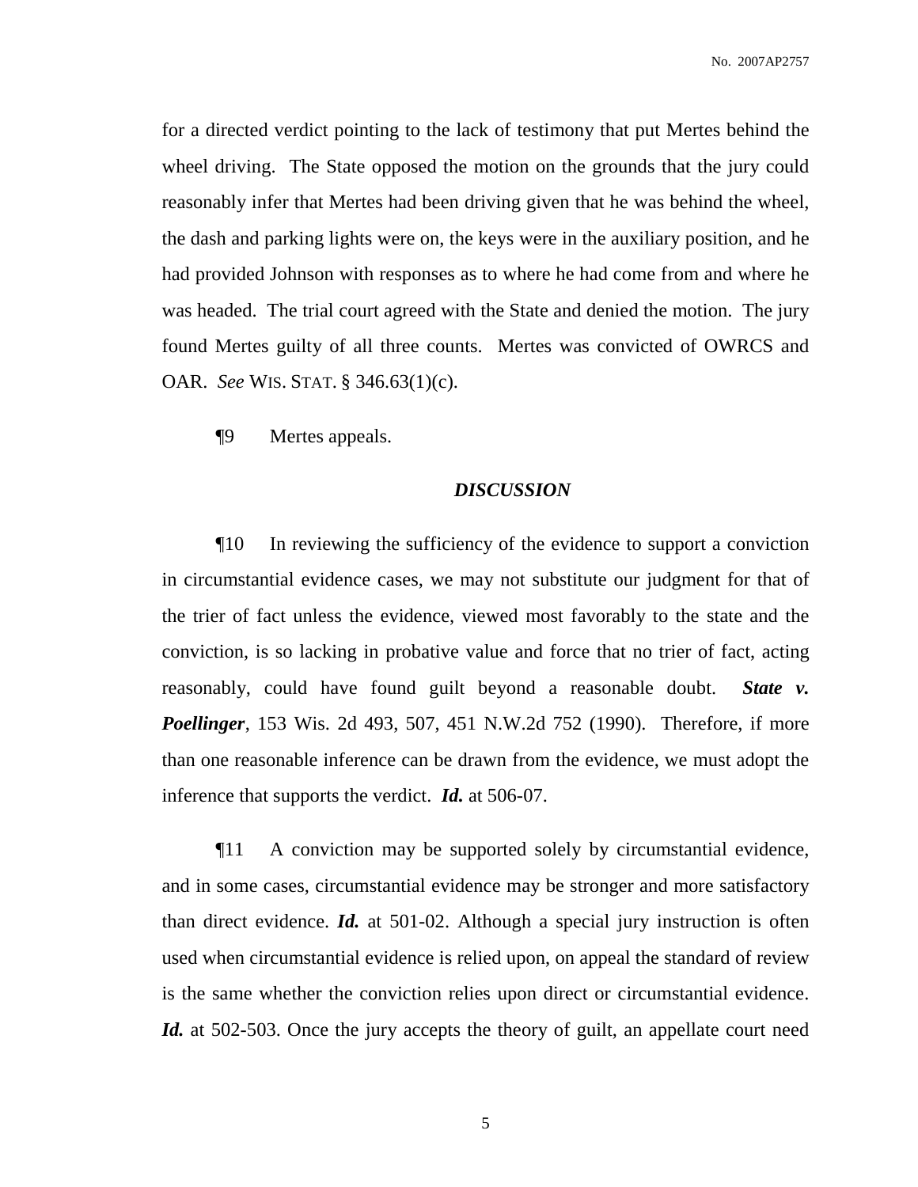for a directed verdict pointing to the lack of testimony that put Mertes behind the wheel driving. The State opposed the motion on the grounds that the jury could reasonably infer that Mertes had been driving given that he was behind the wheel, the dash and parking lights were on, the keys were in the auxiliary position, and he had provided Johnson with responses as to where he had come from and where he was headed. The trial court agreed with the State and denied the motion. The jury found Mertes guilty of all three counts. Mertes was convicted of OWRCS and OAR. *See* WIS. STAT. § 346.63(1)(c).

¶9 Mertes appeals.

## *DISCUSSION*

¶10 In reviewing the sufficiency of the evidence to support a conviction in circumstantial evidence cases, we may not substitute our judgment for that of the trier of fact unless the evidence, viewed most favorably to the state and the conviction, is so lacking in probative value and force that no trier of fact, acting reasonably, could have found guilt beyond a reasonable doubt. ***State v. Poellinger***, 153 Wis. 2d 493, 507, 451 N.W.2d 752 (1990). Therefore, if more than one reasonable inference can be drawn from the evidence, we must adopt the inference that supports the verdict. ***Id.*** at 506-07.

¶11 A conviction may be supported solely by circumstantial evidence, and in some cases, circumstantial evidence may be stronger and more satisfactory than direct evidence. ***Id.*** at 501-02. Although a special jury instruction is often used when circumstantial evidence is relied upon, on appeal the standard of review is the same whether the conviction relies upon direct or circumstantial evidence. ***Id.*** at 502-503. Once the jury accepts the theory of guilt, an appellate court need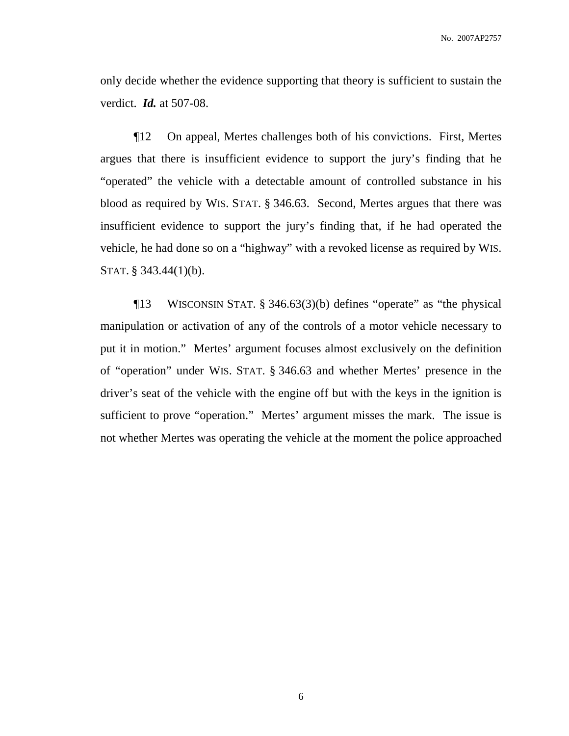only decide whether the evidence supporting that theory is sufficient to sustain the verdict. ***Id.*** at 507-08.

¶12 On appeal, Mertes challenges both of his convictions. First, Mertes argues that there is insufficient evidence to support the jury's finding that he "operated" the vehicle with a detectable amount of controlled substance in his blood as required by WIS. STAT. § 346.63. Second, Mertes argues that there was insufficient evidence to support the jury's finding that, if he had operated the vehicle, he had done so on a "highway" with a revoked license as required by WIS. STAT. § 343.44(1)(b).

¶13 WISCONSIN STAT. § 346.63(3)(b) defines "operate" as "the physical manipulation or activation of any of the controls of a motor vehicle necessary to put it in motion." Mertes' argument focuses almost exclusively on the definition of "operation" under WIS. STAT. § 346.63 and whether Mertes' presence in the driver's seat of the vehicle with the engine off but with the keys in the ignition is sufficient to prove "operation." Mertes' argument misses the mark. The issue is not whether Mertes was operating the vehicle at the moment the police approached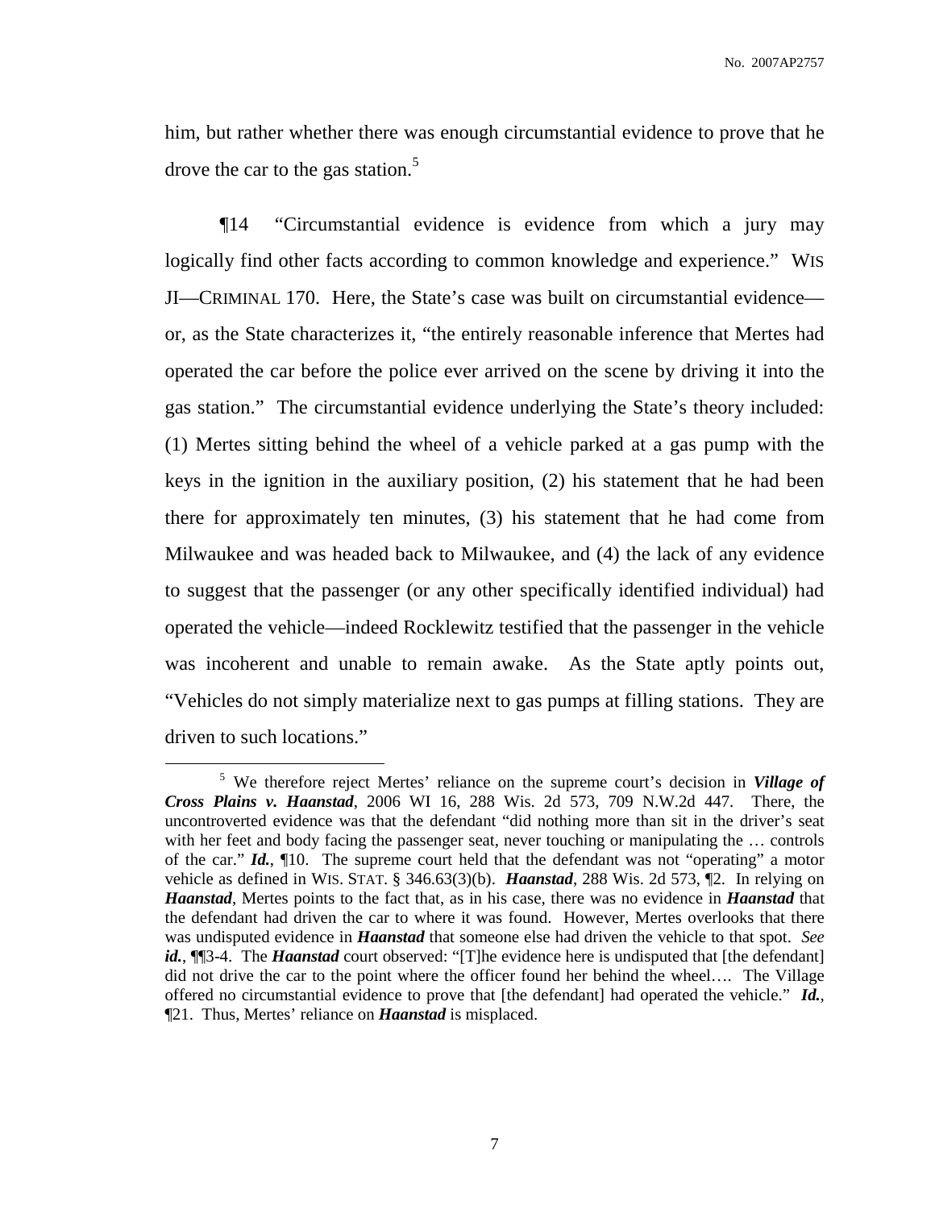him, but rather whether there was enough circumstantial evidence to prove that he drove the car to the gas station.[5]

¶14 "Circumstantial evidence is evidence from which a jury may logically find other facts according to common knowledge and experience." WIS JI—CRIMINAL 170. Here, the State's case was built on circumstantial evidence—or, as the State characterizes it, "the entirely reasonable inference that Mertes had operated the car before the police ever arrived on the scene by driving it into the gas station." The circumstantial evidence underlying the State's theory included: (1) Mertes sitting behind the wheel of a vehicle parked at a gas pump with the keys in the ignition in the auxiliary position, (2) his statement that he had been there for approximately ten minutes, (3) his statement that he had come from Milwaukee and was headed back to Milwaukee, and (4) the lack of any evidence to suggest that the passenger (or any other specifically identified individual) had operated the vehicle—indeed Rocklewitz testified that the passenger in the vehicle was incoherent and unable to remain awake. As the State aptly points out, "Vehicles do not simply materialize next to gas pumps at filling stations. They are driven to such locations."

---

[5] We therefore reject Mertes' reliance on the supreme court's decision in ***Village of Cross Plains v. Haanstad***, 2006 WI 16, 288 Wis. 2d 573, 709 N.W.2d 447. There, the uncontroverted evidence was that the defendant "did nothing more than sit in the driver's seat with her feet and body facing the passenger seat, never touching or manipulating the … controls of the car." ***Id.***, ¶10. The supreme court held that the defendant was not "operating" a motor vehicle as defined in WIS. STAT. § 346.63(3)(b). ***Haanstad***, 288 Wis. 2d 573, ¶2. In relying on ***Haanstad***, Mertes points to the fact that, as in his case, there was no evidence in ***Haanstad*** that the defendant had driven the car to where it was found. However, Mertes overlooks that there was undisputed evidence in ***Haanstad*** that someone else had driven the vehicle to that spot. *See* ***id.***, ¶¶3-4. The ***Haanstad*** court observed: "[T]he evidence here is undisputed that [the defendant] did not drive the car to the point where the officer found her behind the wheel…. The Village offered no circumstantial evidence to prove that [the defendant] had operated the vehicle." ***Id.***, ¶21. Thus, Mertes' reliance on ***Haanstad*** is misplaced.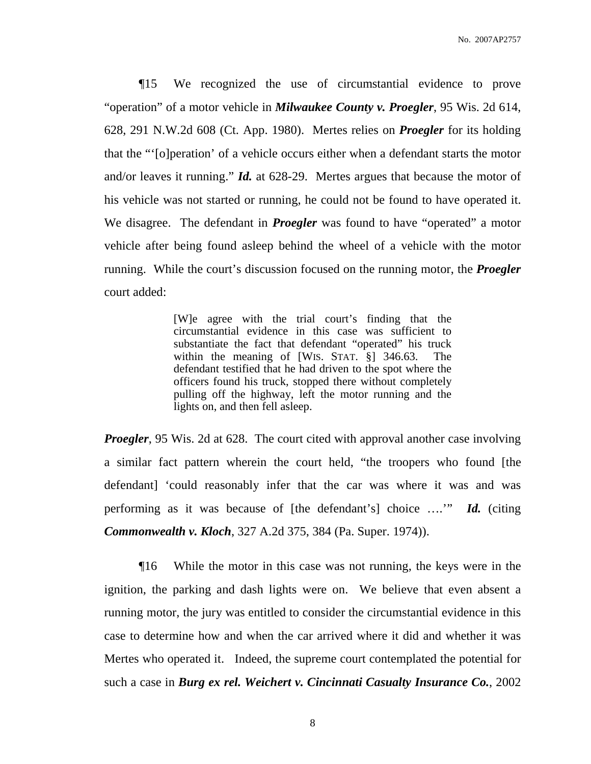¶15 We recognized the use of circumstantial evidence to prove "operation" of a motor vehicle in ***Milwaukee County v. Proegler***, 95 Wis. 2d 614, 628, 291 N.W.2d 608 (Ct. App. 1980). Mertes relies on ***Proegler*** for its holding that the "'[o]peration' of a vehicle occurs either when a defendant starts the motor and/or leaves it running." ***Id.*** at 628-29. Mertes argues that because the motor of his vehicle was not started or running, he could not be found to have operated it. We disagree. The defendant in ***Proegler*** was found to have "operated" a motor vehicle after being found asleep behind the wheel of a vehicle with the motor running. While the court's discussion focused on the running motor, the ***Proegler*** court added:

> [W]e agree with the trial court's finding that the circumstantial evidence in this case was sufficient to substantiate the fact that defendant "operated" his truck within the meaning of [WIS. STAT. §] 346.63. The defendant testified that he had driven to the spot where the officers found his truck, stopped there without completely pulling off the highway, left the motor running and the lights on, and then fell asleep.

***Proegler***, 95 Wis. 2d at 628. The court cited with approval another case involving a similar fact pattern wherein the court held, "the troopers who found [the defendant] 'could reasonably infer that the car was where it was and was performing as it was because of [the defendant's] choice ….'" ***Id.*** (citing ***Commonwealth v. Kloch***, 327 A.2d 375, 384 (Pa. Super. 1974)).

¶16 While the motor in this case was not running, the keys were in the ignition, the parking and dash lights were on. We believe that even absent a running motor, the jury was entitled to consider the circumstantial evidence in this case to determine how and when the car arrived where it did and whether it was Mertes who operated it. Indeed, the supreme court contemplated the potential for such a case in ***Burg ex rel. Weichert v. Cincinnati Casualty Insurance Co.***, 2002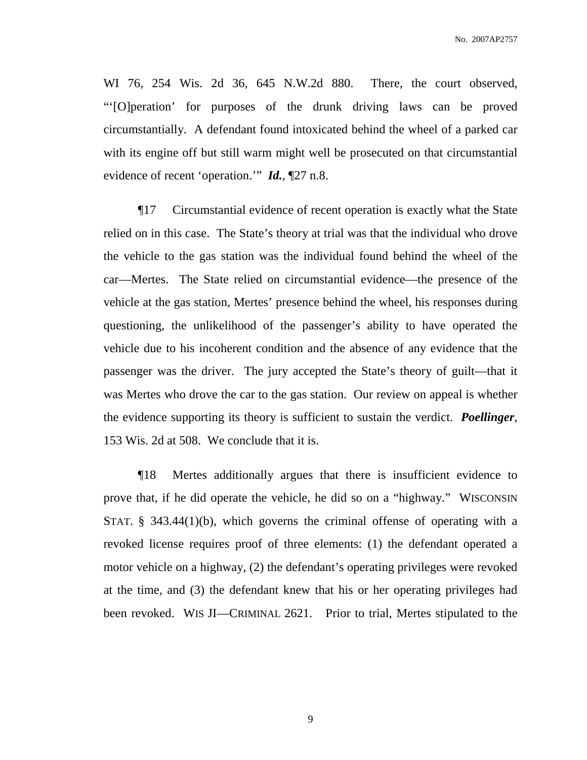WI 76, 254 Wis. 2d 36, 645 N.W.2d 880. There, the court observed, "'[O]peration' for purposes of the drunk driving laws can be proved circumstantially. A defendant found intoxicated behind the wheel of a parked car with its engine off but still warm might well be prosecuted on that circumstantial evidence of recent 'operation.'" ***Id.***, ¶27 n.8.

¶17 Circumstantial evidence of recent operation is exactly what the State relied on in this case. The State's theory at trial was that the individual who drove the vehicle to the gas station was the individual found behind the wheel of the car—Mertes. The State relied on circumstantial evidence—the presence of the vehicle at the gas station, Mertes' presence behind the wheel, his responses during questioning, the unlikelihood of the passenger's ability to have operated the vehicle due to his incoherent condition and the absence of any evidence that the passenger was the driver. The jury accepted the State's theory of guilt—that it was Mertes who drove the car to the gas station. Our review on appeal is whether the evidence supporting its theory is sufficient to sustain the verdict. ***Poellinger***, 153 Wis. 2d at 508. We conclude that it is.

¶18 Mertes additionally argues that there is insufficient evidence to prove that, if he did operate the vehicle, he did so on a "highway." WISCONSIN STAT. § 343.44(1)(b), which governs the criminal offense of operating with a revoked license requires proof of three elements: (1) the defendant operated a motor vehicle on a highway, (2) the defendant's operating privileges were revoked at the time, and (3) the defendant knew that his or her operating privileges had been revoked. WIS JI—CRIMINAL 2621. Prior to trial, Mertes stipulated to the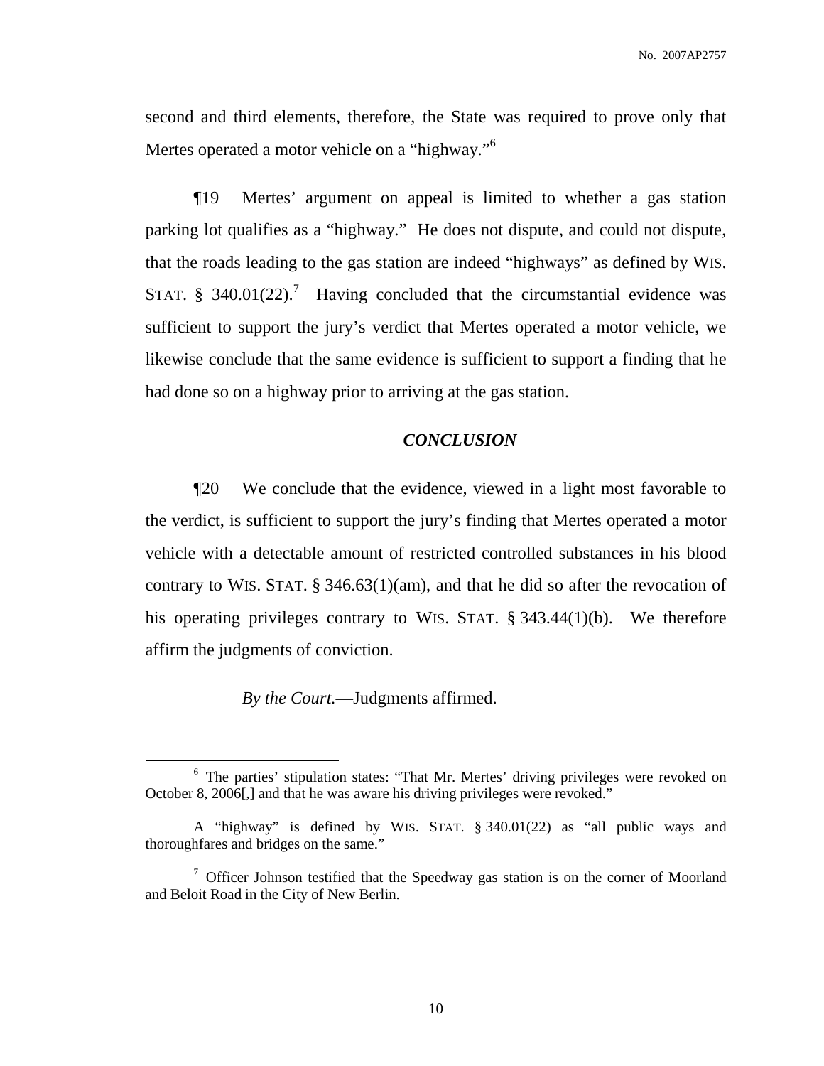second and third elements, therefore, the State was required to prove only that Mertes operated a motor vehicle on a "highway."[6]

¶19 Mertes' argument on appeal is limited to whether a gas station parking lot qualifies as a "highway." He does not dispute, and could not dispute, that the roads leading to the gas station are indeed "highways" as defined by WIS. STAT. § 340.01(22).[7] Having concluded that the circumstantial evidence was sufficient to support the jury's verdict that Mertes operated a motor vehicle, we likewise conclude that the same evidence is sufficient to support a finding that he had done so on a highway prior to arriving at the gas station.

## *CONCLUSION*

¶20 We conclude that the evidence, viewed in a light most favorable to the verdict, is sufficient to support the jury's finding that Mertes operated a motor vehicle with a detectable amount of restricted controlled substances in his blood contrary to WIS. STAT. § 346.63(1)(am), and that he did so after the revocation of his operating privileges contrary to WIS. STAT. § 343.44(1)(b). We therefore affirm the judgments of conviction.

*By the Court.*—Judgments affirmed.

---

[6] The parties' stipulation states: "That Mr. Mertes' driving privileges were revoked on October 8, 2006[,] and that he was aware his driving privileges were revoked."

A "highway" is defined by WIS. STAT. § 340.01(22) as "all public ways and thoroughfares and bridges on the same."

[7] Officer Johnson testified that the Speedway gas station is on the corner of Moorland and Beloit Road in the City of New Berlin.